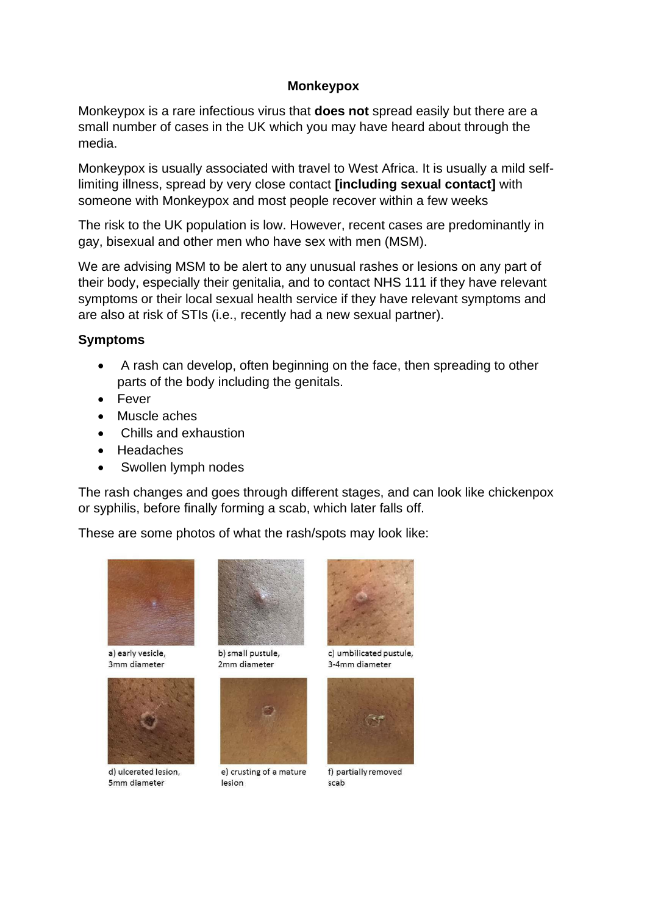**Monkeypox**

Monkeypox is a rare infectious virus that **does not** spread easily but there are a small number of cases in the UK which you may have heard about through the media.

Monkeypox is usually associated with travel to West Africa. It is usually a mild self-limiting illness, spread by very close contact **[including sexual contact]** with someone with Monkeypox and most people recover within a few weeks

The risk to the UK population is low. However, recent cases are predominantly in gay, bisexual and other men who have sex with men (MSM).

We are advising MSM to be alert to any unusual rashes or lesions on any part of their body, especially their genitalia, and to contact NHS 111 if they have relevant symptoms or their local sexual health service if they have relevant symptoms and are also at risk of STIs (i.e., recently had a new sexual partner).

**Symptoms**

- A rash can develop, often beginning on the face, then spreading to other parts of the body including the genitals.
- Fever
- Muscle aches
- Chills and exhaustion
- Headaches
- Swollen lymph nodes

The rash changes and goes through different stages, and can look like chickenpox or syphilis, before finally forming a scab, which later falls off.

These are some photos of what the rash/spots may look like:

a) early vesicle, 3mm diameter

b) small pustule, 2mm diameter

c) umbilicated pustule, 3-4mm diameter

d) ulcerated lesion, 5mm diameter

e) crusting of a mature lesion

f) partially removed scab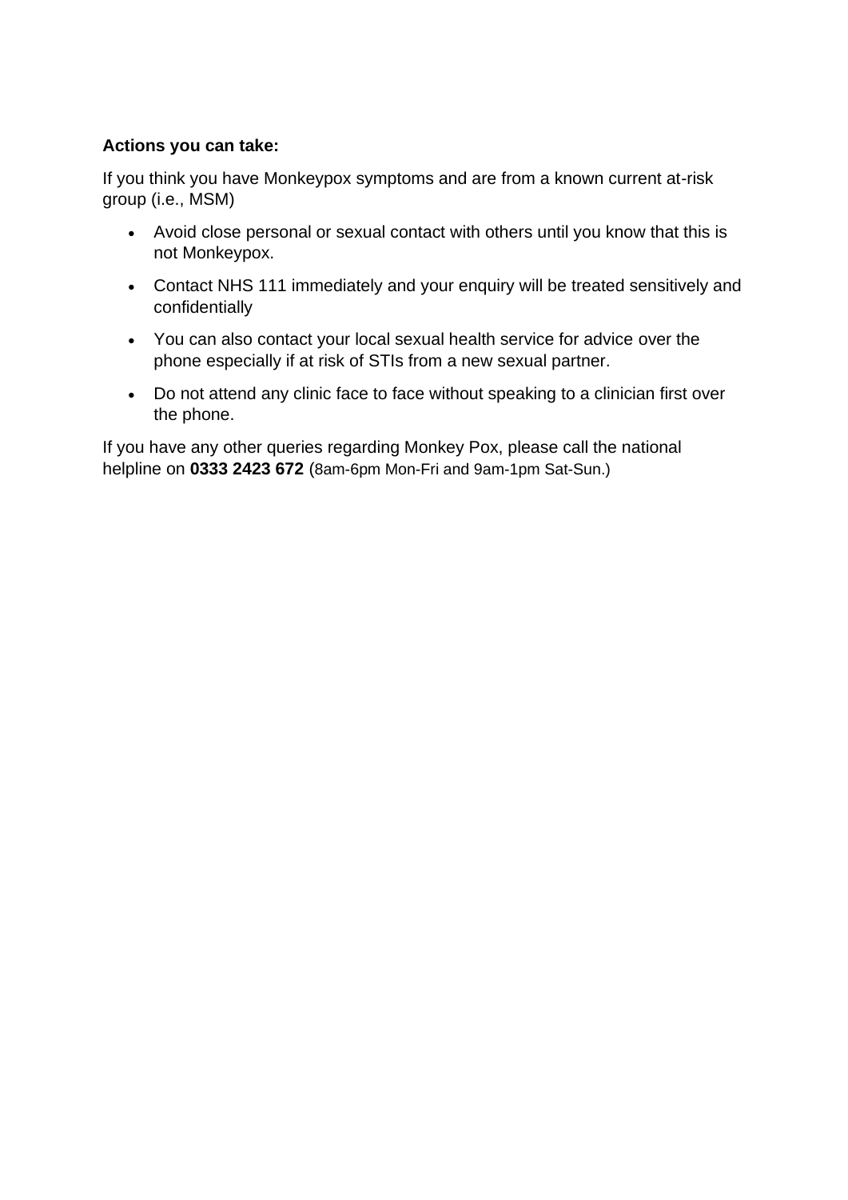**Actions you can take:**

If you think you have Monkeypox symptoms and are from a known current at-risk group (i.e., MSM)

- Avoid close personal or sexual contact with others until you know that this is not Monkeypox.
- Contact NHS 111 immediately and your enquiry will be treated sensitively and confidentially
- You can also contact your local sexual health service for advice over the phone especially if at risk of STIs from a new sexual partner.
- Do not attend any clinic face to face without speaking to a clinician first over the phone.

If you have any other queries regarding Monkey Pox, please call the national helpline on **0333 2423 672** (8am-6pm Mon-Fri and 9am-1pm Sat-Sun.)